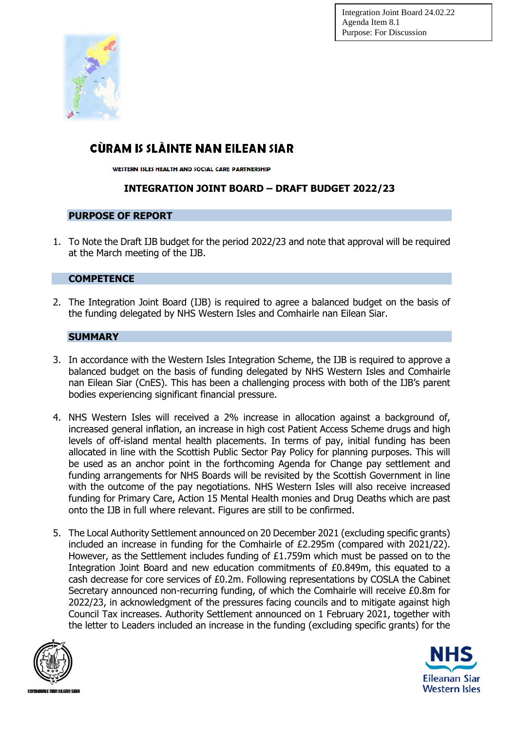Integration Joint Board 24.02.22
Agenda Item 8.1
Purpose: For Discussion

# CÙRAM IS SLÀINTE NAN EILEAN SIAR

WESTERN ISLES HEALTH AND SOCIAL CARE PARTNERSHIP

## INTEGRATION JOINT BOARD – DRAFT BUDGET 2022/23

### PURPOSE OF REPORT

1. To Note the Draft IJB budget for the period 2022/23 and note that approval will be required at the March meeting of the IJB.

### COMPETENCE

2. The Integration Joint Board (IJB) is required to agree a balanced budget on the basis of the funding delegated by NHS Western Isles and Comhairle nan Eilean Siar.

### SUMMARY

3. In accordance with the Western Isles Integration Scheme, the IJB is required to approve a balanced budget on the basis of funding delegated by NHS Western Isles and Comhairle nan Eilean Siar (CnES). This has been a challenging process with both of the IJB's parent bodies experiencing significant financial pressure.

4. NHS Western Isles will received a 2% increase in allocation against a background of, increased general inflation, an increase in high cost Patient Access Scheme drugs and high levels of off-island mental health placements. In terms of pay, initial funding has been allocated in line with the Scottish Public Sector Pay Policy for planning purposes. This will be used as an anchor point in the forthcoming Agenda for Change pay settlement and funding arrangements for NHS Boards will be revisited by the Scottish Government in line with the outcome of the pay negotiations. NHS Western Isles will also receive increased funding for Primary Care, Action 15 Mental Health monies and Drug Deaths which are past onto the IJB in full where relevant. Figures are still to be confirmed.

5. The Local Authority Settlement announced on 20 December 2021 (excluding specific grants) included an increase in funding for the Comhairle of £2.295m (compared with 2021/22). However, as the Settlement includes funding of £1.759m which must be passed on to the Integration Joint Board and new education commitments of £0.849m, this equated to a cash decrease for core services of £0.2m. Following representations by COSLA the Cabinet Secretary announced non-recurring funding, of which the Comhairle will receive £0.8m for 2022/23, in acknowledgment of the pressures facing councils and to mitigate against high Council Tax increases. Authority Settlement announced on 1 February 2021, together with the letter to Leaders included an increase in the funding (excluding specific grants) for the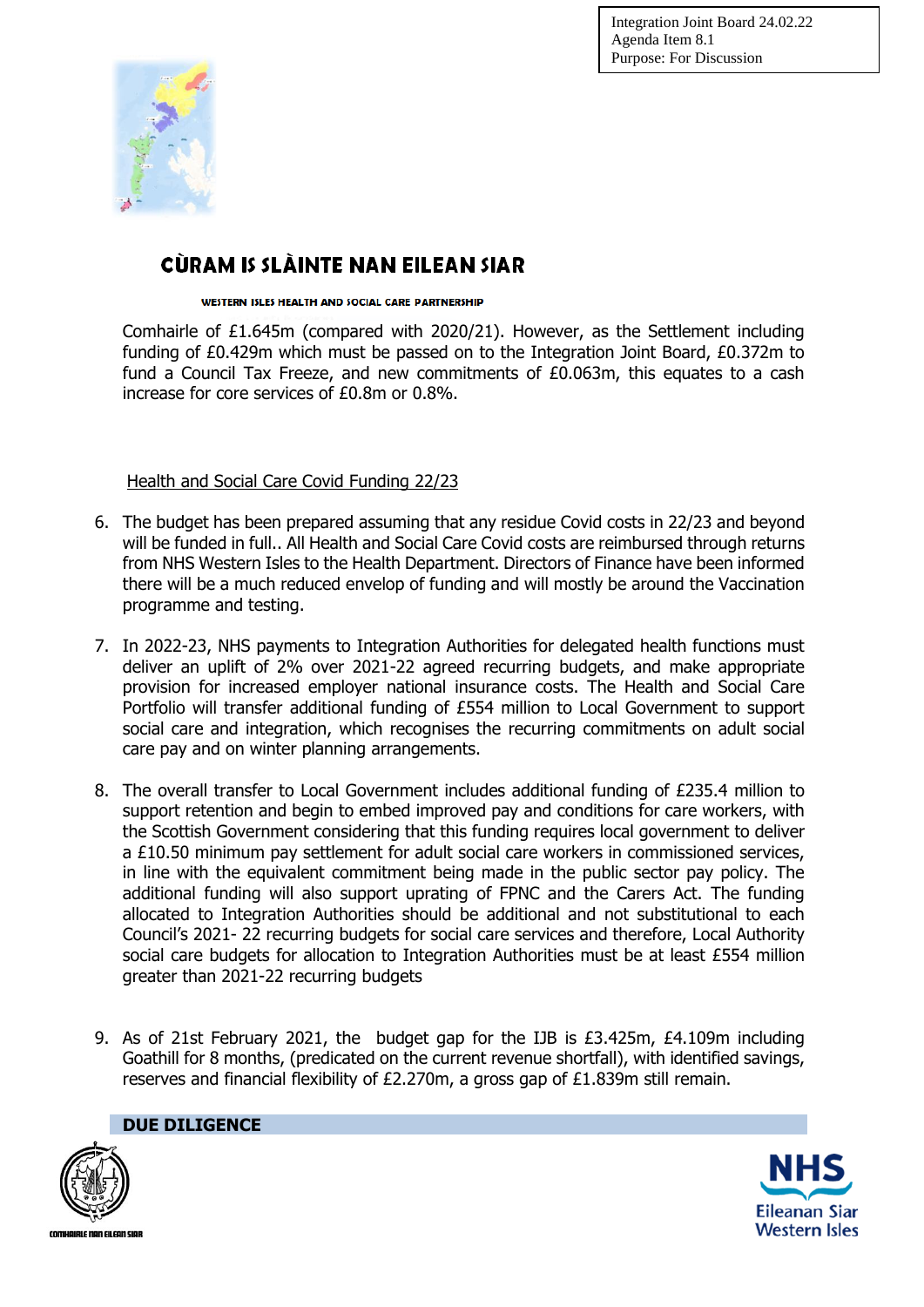Comhairle of £1.645m (compared with 2020/21). However, as the Settlement including funding of £0.429m which must be passed on to the Integration Joint Board, £0.372m to fund a Council Tax Freeze, and new commitments of £0.063m, this equates to a cash increase for core services of £0.8m or 0.8%.

Health and Social Care Covid Funding 22/23

6. The budget has been prepared assuming that any residue Covid costs in 22/23 and beyond will be funded in full.. All Health and Social Care Covid costs are reimbursed through returns from NHS Western Isles to the Health Department. Directors of Finance have been informed there will be a much reduced envelop of funding and will mostly be around the Vaccination programme and testing.

7. In 2022-23, NHS payments to Integration Authorities for delegated health functions must deliver an uplift of 2% over 2021-22 agreed recurring budgets, and make appropriate provision for increased employer national insurance costs. The Health and Social Care Portfolio will transfer additional funding of £554 million to Local Government to support social care and integration, which recognises the recurring commitments on adult social care pay and on winter planning arrangements.

8. The overall transfer to Local Government includes additional funding of £235.4 million to support retention and begin to embed improved pay and conditions for care workers, with the Scottish Government considering that this funding requires local government to deliver a £10.50 minimum pay settlement for adult social care workers in commissioned services, in line with the equivalent commitment being made in the public sector pay policy. The additional funding will also support uprating of FPNC and the Carers Act. The funding allocated to Integration Authorities should be additional and not substitutional to each Council's 2021- 22 recurring budgets for social care services and therefore, Local Authority social care budgets for allocation to Integration Authorities must be at least £554 million greater than 2021-22 recurring budgets

9. As of 21st February 2021, the budget gap for the IJB is £3.425m, £4.109m including Goathill for 8 months, (predicated on the current revenue shortfall), with identified savings, reserves and financial flexibility of £2.270m, a gross gap of £1.839m still remain.

## DUE DILIGENCE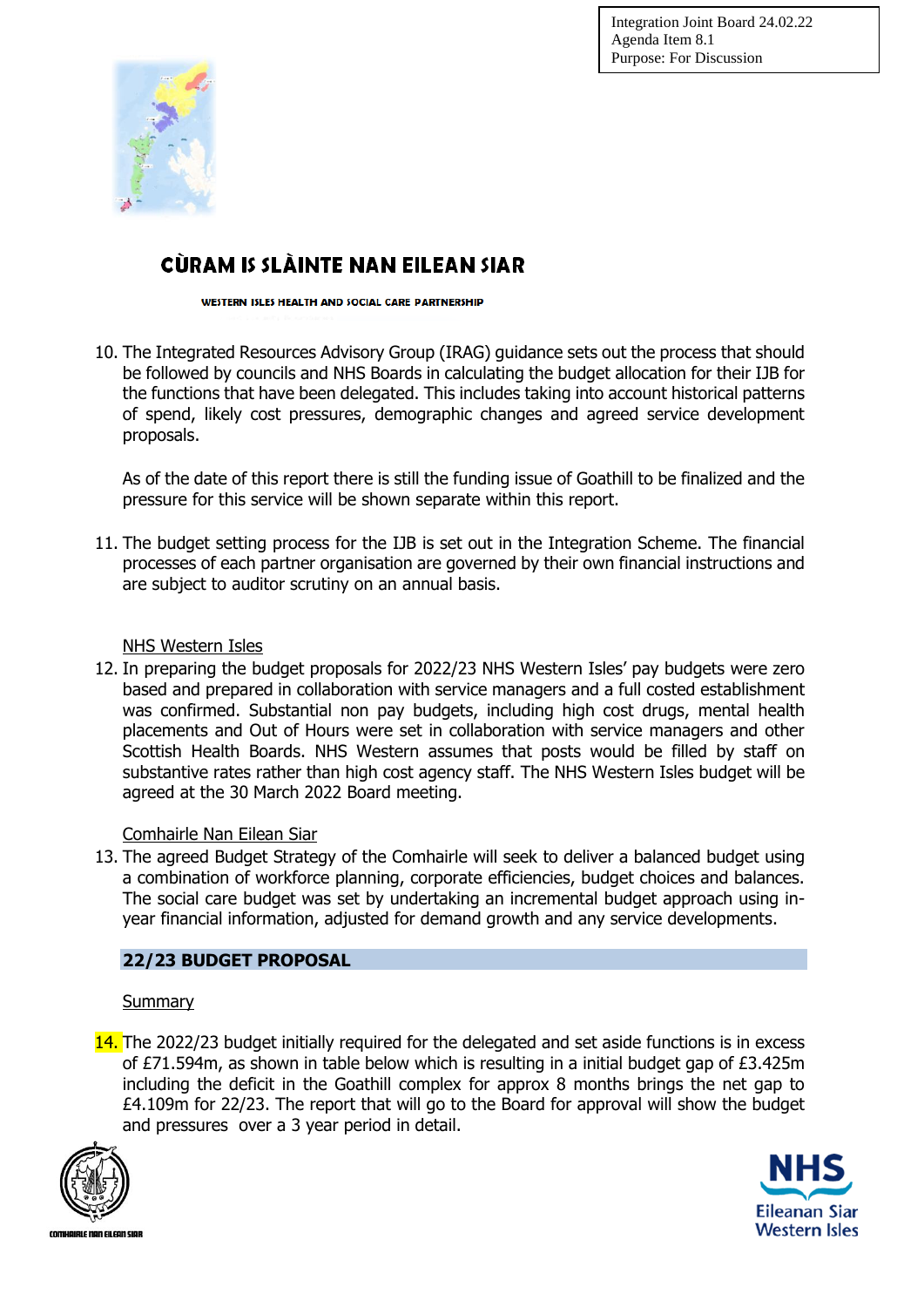10. The Integrated Resources Advisory Group (IRAG) guidance sets out the process that should be followed by councils and NHS Boards in calculating the budget allocation for their IJB for the functions that have been delegated. This includes taking into account historical patterns of spend, likely cost pressures, demographic changes and agreed service development proposals.

    As of the date of this report there is still the funding issue of Goathill to be finalized and the pressure for this service will be shown separate within this report.

11. The budget setting process for the IJB is set out in the Integration Scheme. The financial processes of each partner organisation are governed by their own financial instructions and are subject to auditor scrutiny on an annual basis.

<u>NHS Western Isles</u>

12. In preparing the budget proposals for 2022/23 NHS Western Isles' pay budgets were zero based and prepared in collaboration with service managers and a full costed establishment was confirmed. Substantial non pay budgets, including high cost drugs, mental health placements and Out of Hours were set in collaboration with service managers and other Scottish Health Boards. NHS Western assumes that posts would be filled by staff on substantive rates rather than high cost agency staff. The NHS Western Isles budget will be agreed at the 30 March 2022 Board meeting.

<u>Comhairle Nan Eilean Siar</u>

13. The agreed Budget Strategy of the Comhairle will seek to deliver a balanced budget using a combination of workforce planning, corporate efficiencies, budget choices and balances. The social care budget was set by undertaking an incremental budget approach using in-year financial information, adjusted for demand growth and any service developments.

## 22/23 BUDGET PROPOSAL

<u>Summary</u>

14. The 2022/23 budget initially required for the delegated and set aside functions is in excess of £71.594m, as shown in table below which is resulting in a initial budget gap of £3.425m including the deficit in the Goathill complex for approx 8 months brings the net gap to £4.109m for 22/23. The report that will go to the Board for approval will show the budget and pressures over a 3 year period in detail.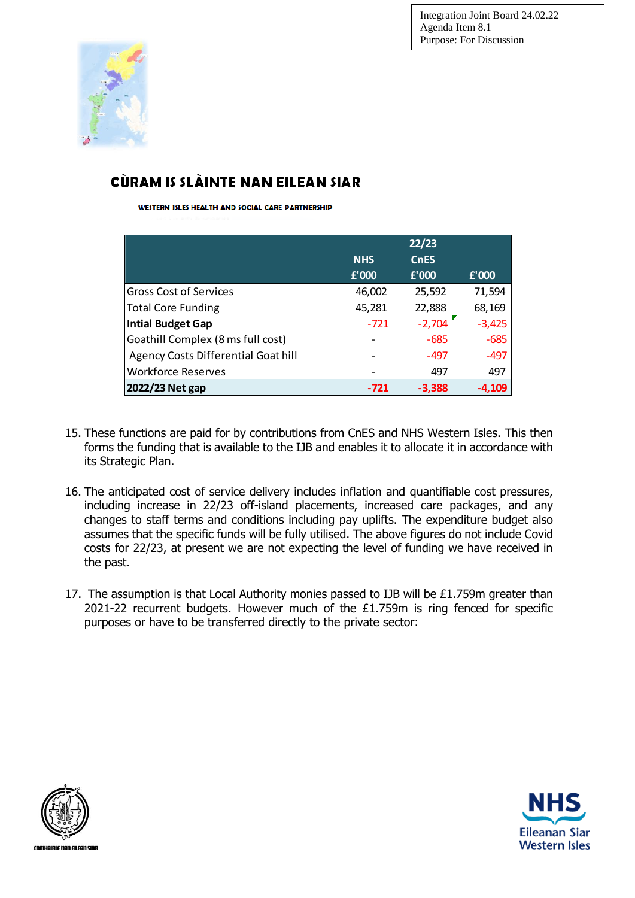| | NHS £'000 | 22/23 CnES £'000 | £'000 |
|---|---|---|---|
| Gross Cost of Services | 46,002 | 25,592 | 71,594 |
| Total Core Funding | 45,281 | 22,888 | 68,169 |
| **Intial Budget Gap** | -721 | -2,704 | -3,425 |
| Goathill Complex (8 ms full cost) | - | -685 | -685 |
| Agency Costs Differential Goat hill | - | -497 | -497 |
| Workforce Reserves | - | 497 | 497 |
| **2022/23 Net gap** | **-721** | **-3,388** | **-4,109** |

15. These functions are paid for by contributions from CnES and NHS Western Isles. This then forms the funding that is available to the IJB and enables it to allocate it in accordance with its Strategic Plan.

16. The anticipated cost of service delivery includes inflation and quantifiable cost pressures, including increase in 22/23 off-island placements, increased care packages, and any changes to staff terms and conditions including pay uplifts. The expenditure budget also assumes that the specific funds will be fully utilised. The above figures do not include Covid costs for 22/23, at present we are not expecting the level of funding we have received in the past.

17. The assumption is that Local Authority monies passed to IJB will be £1.759m greater than 2021-22 recurrent budgets. However much of the £1.759m is ring fenced for specific purposes or have to be transferred directly to the private sector: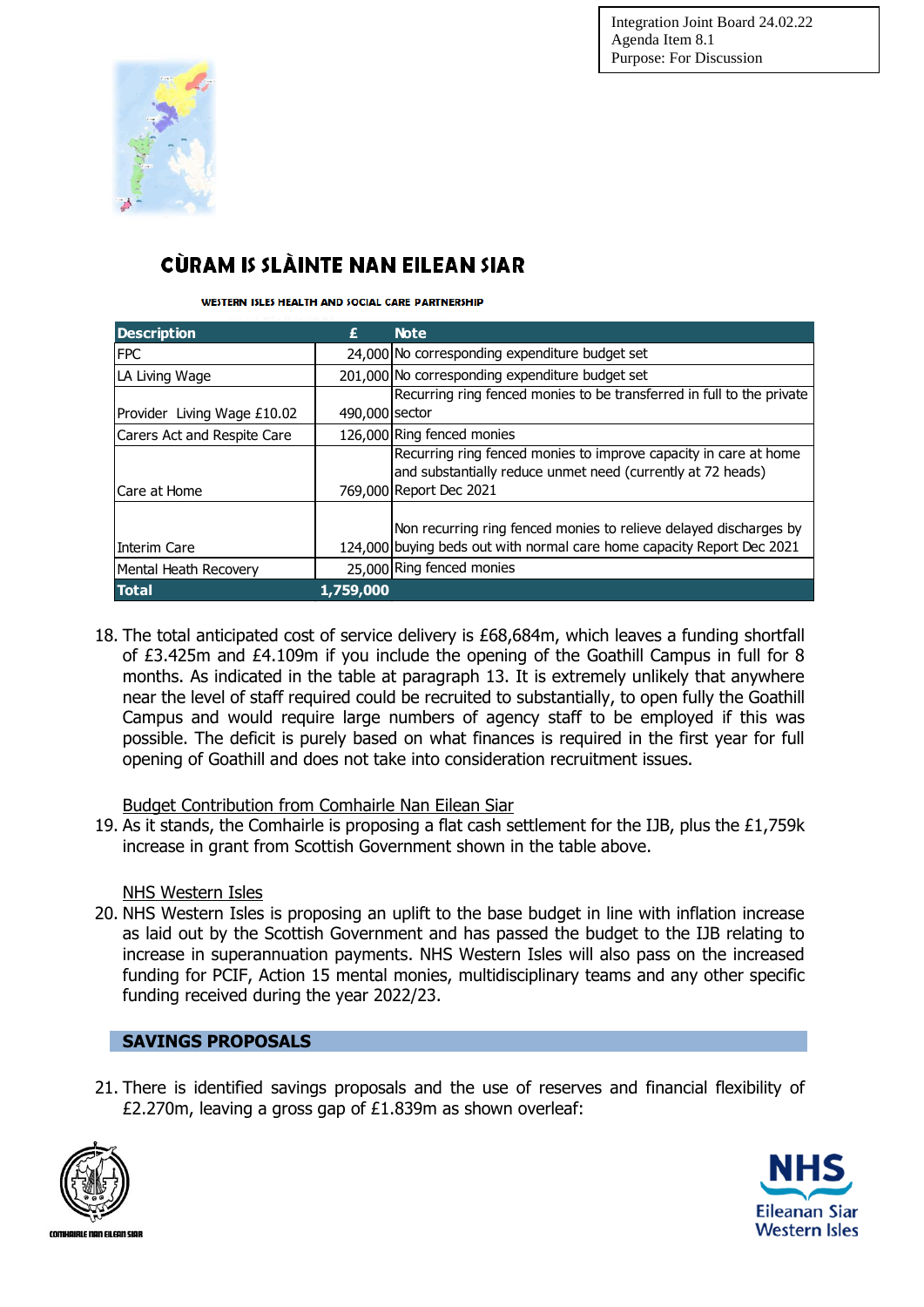| Description | £ | Note |
|---|---|---|
| FPC | 24,000 | No corresponding expenditure budget set |
| LA Living Wage | 201,000 | No corresponding expenditure budget set |
| Provider Living Wage £10.02 | 490,000 | Recurring ring fenced monies to be transferred in full to the private sector |
| Carers Act and Respite Care | 126,000 | Ring fenced monies |
| Care at Home | 769,000 | Recurring ring fenced monies to improve capacity in care at home and substantially reduce unmet need (currently at 72 heads) Report Dec 2021 |
| Interim Care | 124,000 | Non recurring ring fenced monies to relieve delayed discharges by buying beds out with normal care home capacity Report Dec 2021 |
| Mental Heath Recovery | 25,000 | Ring fenced monies |
| **Total** | **1,759,000** | |

18. The total anticipated cost of service delivery is £68,684m, which leaves a funding shortfall of £3.425m and £4.109m if you include the opening of the Goathill Campus in full for 8 months. As indicated in the table at paragraph 13. It is extremely unlikely that anywhere near the level of staff required could be recruited to substantially, to open fully the Goathill Campus and would require large numbers of agency staff to be employed if this was possible. The deficit is purely based on what finances is required in the first year for full opening of Goathill and does not take into consideration recruitment issues.

Budget Contribution from Comhairle Nan Eilean Siar

19. As it stands, the Comhairle is proposing a flat cash settlement for the IJB, plus the £1,759k increase in grant from Scottish Government shown in the table above.

NHS Western Isles

20. NHS Western Isles is proposing an uplift to the base budget in line with inflation increase as laid out by the Scottish Government and has passed the budget to the IJB relating to increase in superannuation payments. NHS Western Isles will also pass on the increased funding for PCIF, Action 15 mental monies, multidisciplinary teams and any other specific funding received during the year 2022/23.

## SAVINGS PROPOSALS

21. There is identified savings proposals and the use of reserves and financial flexibility of £2.270m, leaving a gross gap of £1.839m as shown overleaf: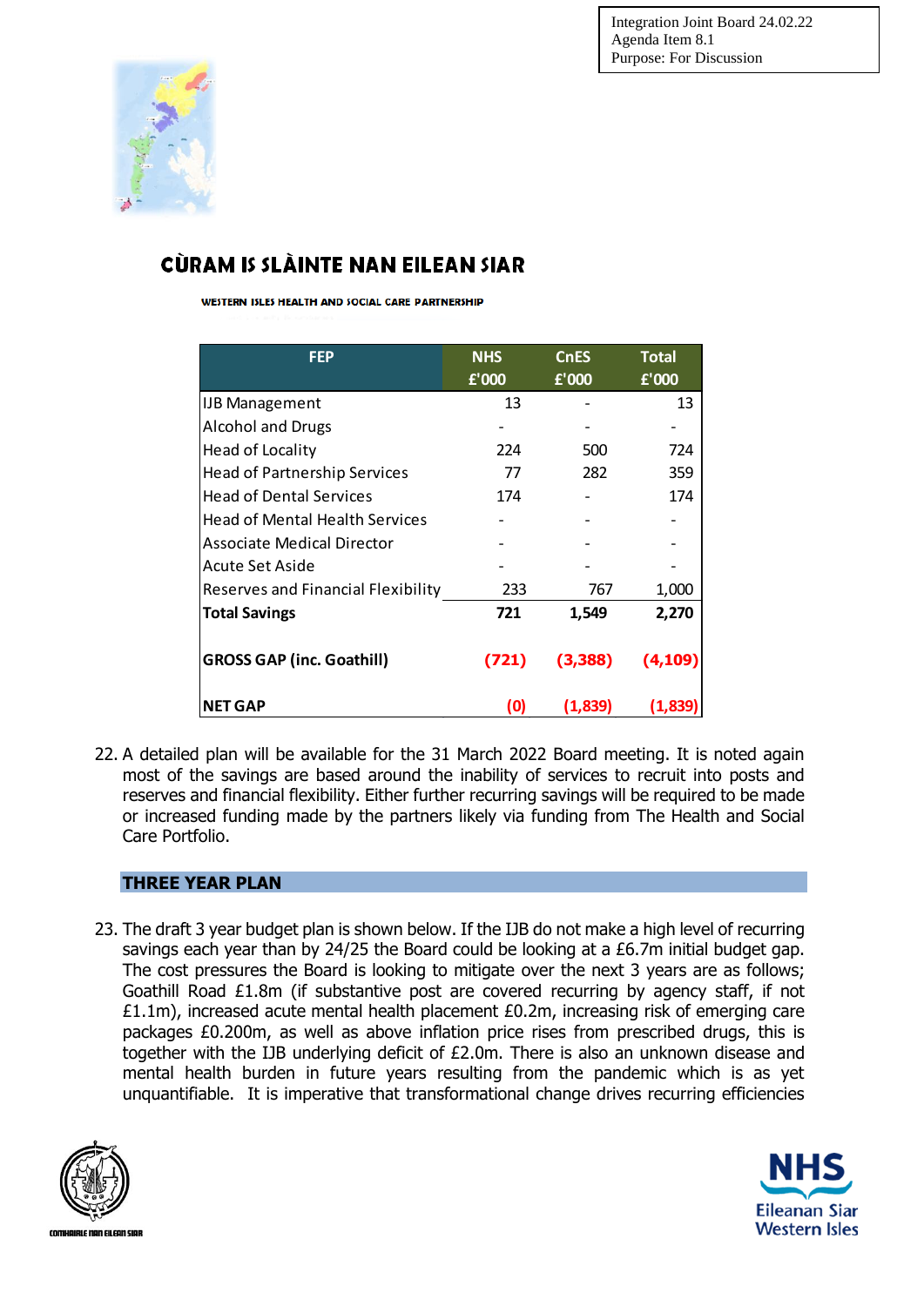Integration Joint Board 24.02.22
Agenda Item 8.1
Purpose: For Discussion

# CÙRAM IS SLÀINTE NAN EILEAN SIAR

WESTERN ISLES HEALTH AND SOCIAL CARE PARTNERSHIP

| FEP | NHS £'000 | CnES £'000 | Total £'000 |
|---|---|---|---|
| IJB Management | 13 | - | 13 |
| Alcohol and Drugs | - | - | - |
| Head of Locality | 224 | 500 | 724 |
| Head of Partnership Services | 77 | 282 | 359 |
| Head of Dental Services | 174 | - | 174 |
| Head of Mental Health Services | - | - | - |
| Associate Medical Director | - | - | - |
| Acute Set Aside | - | - | - |
| Reserves and Financial Flexibility | 233 | 767 | 1,000 |
| **Total Savings** | **721** | **1,549** | **2,270** |
| **GROSS GAP (inc. Goathill)** | **(721)** | **(3,388)** | **(4,109)** |
| **NET GAP** | **(0)** | **(1,839)** | **(1,839)** |

22. A detailed plan will be available for the 31 March 2022 Board meeting. It is noted again most of the savings are based around the inability of services to recruit into posts and reserves and financial flexibility. Either further recurring savings will be required to be made or increased funding made by the partners likely via funding from The Health and Social Care Portfolio.

## THREE YEAR PLAN

23. The draft 3 year budget plan is shown below. If the IJB do not make a high level of recurring savings each year than by 24/25 the Board could be looking at a £6.7m initial budget gap. The cost pressures the Board is looking to mitigate over the next 3 years are as follows; Goathill Road £1.8m (if substantive post are covered recurring by agency staff, if not £1.1m), increased acute mental health placement £0.2m, increasing risk of emerging care packages £0.200m, as well as above inflation price rises from prescribed drugs, this is together with the IJB underlying deficit of £2.0m. There is also an unknown disease and mental health burden in future years resulting from the pandemic which is as yet unquantifiable. It is imperative that transformational change drives recurring efficiencies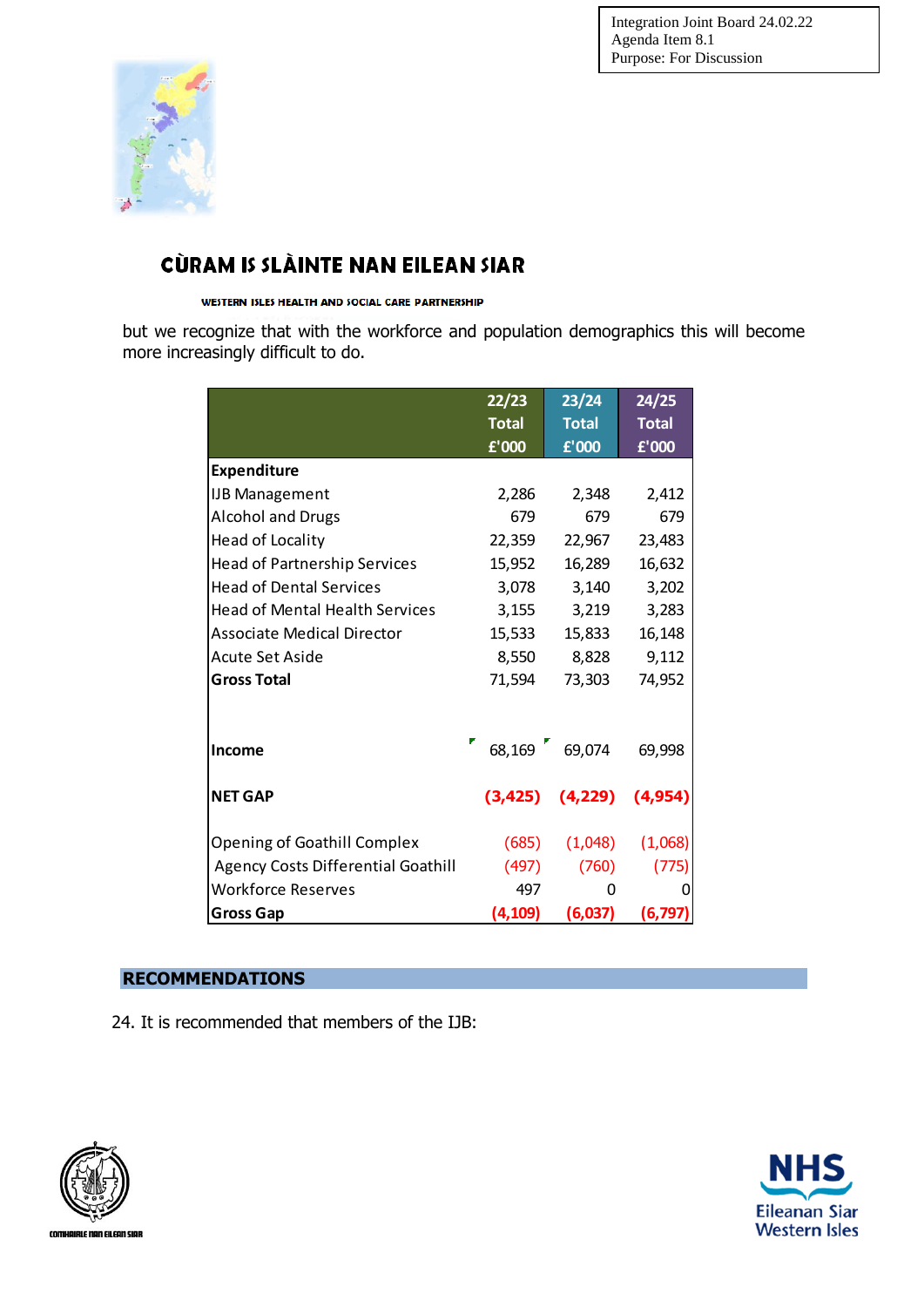but we recognize that with the workforce and population demographics this will become more increasingly difficult to do.

| | 22/23 Total £'000 | 23/24 Total £'000 | 24/25 Total £'000 |
|---|---|---|---|
| **Expenditure** | | | |
| IJB Management | 2,286 | 2,348 | 2,412 |
| Alcohol and Drugs | 679 | 679 | 679 |
| Head of Locality | 22,359 | 22,967 | 23,483 |
| Head of Partnership Services | 15,952 | 16,289 | 16,632 |
| Head of Dental Services | 3,078 | 3,140 | 3,202 |
| Head of Mental Health Services | 3,155 | 3,219 | 3,283 |
| Associate Medical Director | 15,533 | 15,833 | 16,148 |
| Acute Set Aside | 8,550 | 8,828 | 9,112 |
| **Gross Total** | 71,594 | 73,303 | 74,952 |
| **Income** | 68,169 | 69,074 | 69,998 |
| **NET GAP** | **(3,425)** | **(4,229)** | **(4,954)** |
| Opening of Goathill Complex | (685) | (1,048) | (1,068) |
| Agency Costs Differential Goathill | (497) | (760) | (775) |
| Workforce Reserves | 497 | 0 | 0 |
| **Gross Gap** | **(4,109)** | **(6,037)** | **(6,797)** |

## RECOMMENDATIONS

24. It is recommended that members of the IJB: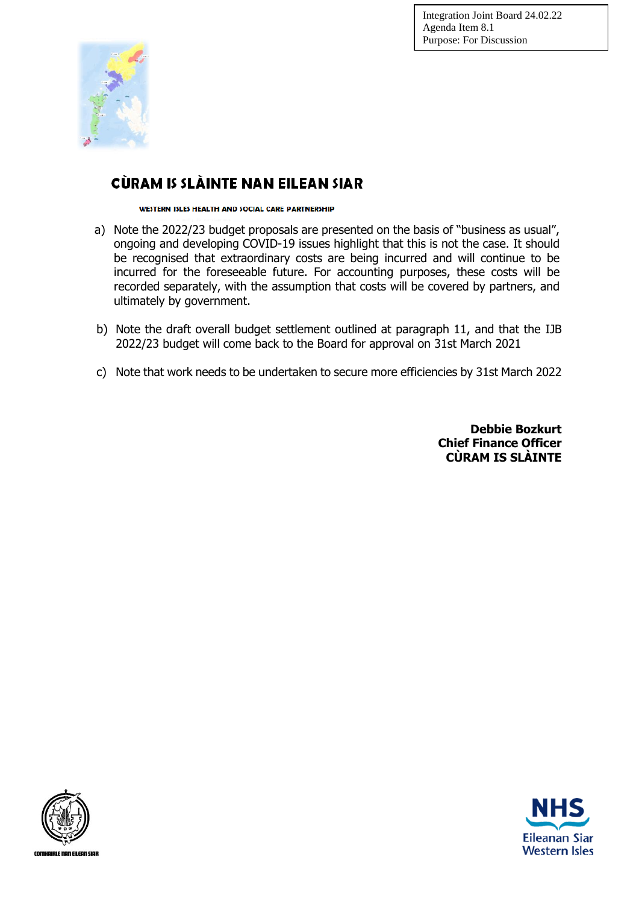Integration Joint Board 24.02.22
Agenda Item 8.1
Purpose: For Discussion

# CÙRAM IS SLÀINTE NAN EILEAN SIAR

WESTERN ISLES HEALTH AND SOCIAL CARE PARTNERSHIP

a) Note the 2022/23 budget proposals are presented on the basis of "business as usual", ongoing and developing COVID-19 issues highlight that this is not the case. It should be recognised that extraordinary costs are being incurred and will continue to be incurred for the foreseeable future. For accounting purposes, these costs will be recorded separately, with the assumption that costs will be covered by partners, and ultimately by government.

b) Note the draft overall budget settlement outlined at paragraph 11, and that the IJB 2022/23 budget will come back to the Board for approval on 31st March 2021

c) Note that work needs to be undertaken to secure more efficiencies by 31st March 2022

**Debbie Bozkurt**
**Chief Finance Officer**
**CÙRAM IS SLÀINTE**

COMHAIRLE NAN EILEAN SIAR

NHS Eileanan Siar Western Isles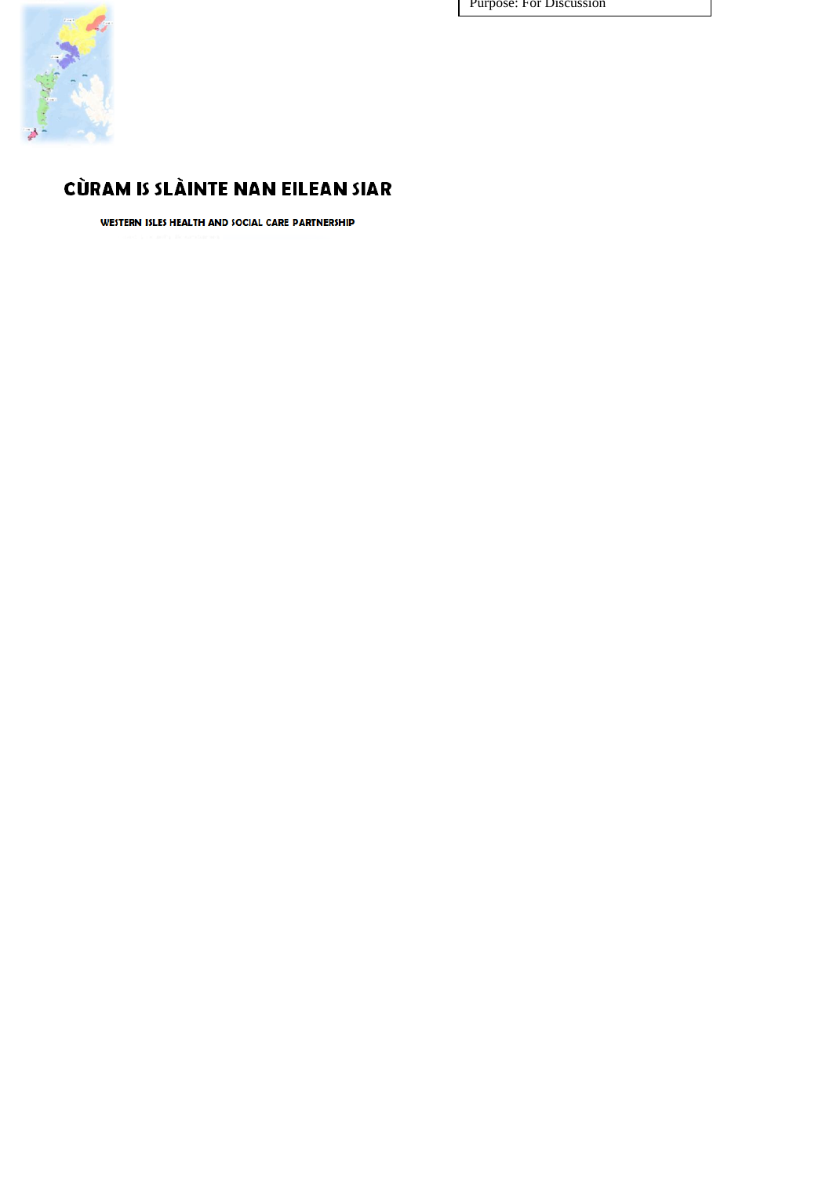Purpose: For Discussion

# CÙRAM IS SLÀINTE NAN EILEAN SIAR

WESTERN ISLES HEALTH AND SOCIAL CARE PARTNERSHIP